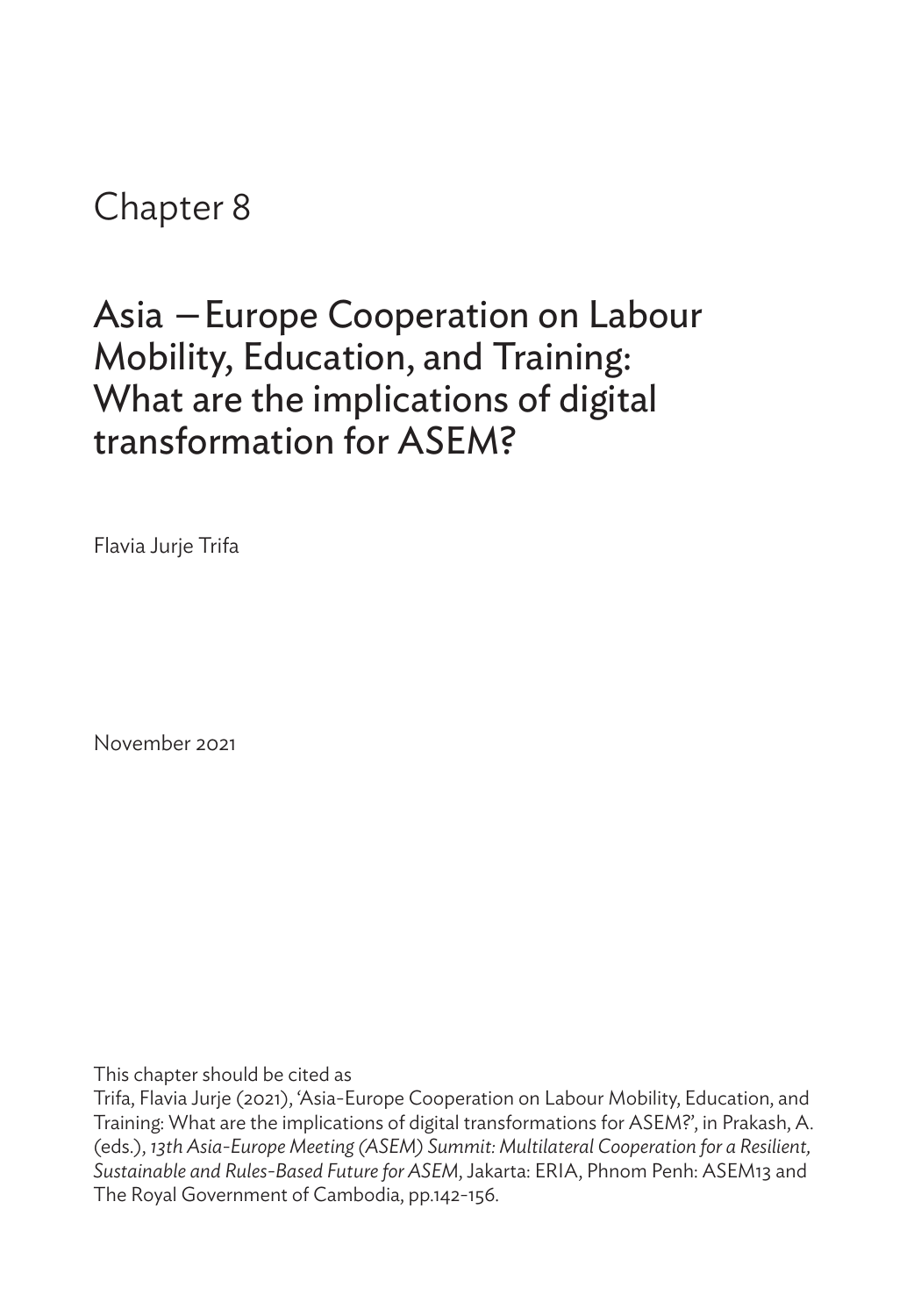# Chapter 8

# Asia – Europe Cooperation on Labour Mobility, Education, and Training: What are the implications of digital transformation for ASEM?

Flavia Jurje Trifa

November 2021

This chapter should be cited as

Trifa, Flavia Jurje (2021), 'Asia-Europe Cooperation on Labour Mobility, Education, and Training: What are the implications of digital transformations for ASEM?', in Prakash, A. (eds.), *13th Asia-Europe Meeting (ASEM) Summit: Multilateral Cooperation for a Resilient, Sustainable and Rules-Based Future for ASEM*, Jakarta: ERIA, Phnom Penh: ASEM13 and The Royal Government of Cambodia, pp.142-156.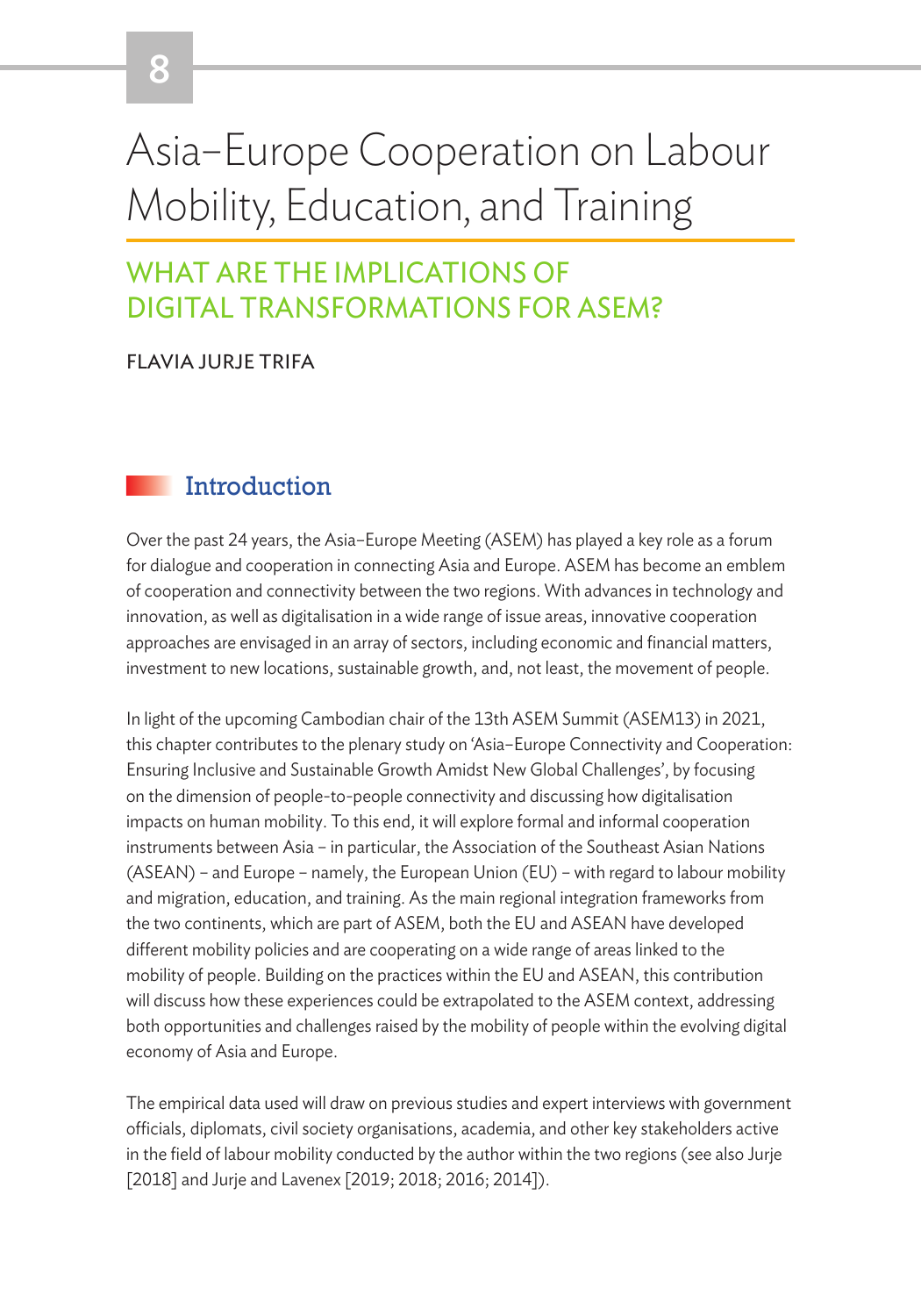# 8

# Asia–Europe Cooperation on Labour Mobility, Education, and Training

## WHAT ARE THE IMPLICATIONS OF DIGITAL TRANSFORMATIONS FOR ASEM?

FLAVIA JURJE TRIFA

## Introduction

Over the past 24 years, the Asia–Europe Meeting (ASEM) has played a key role as a forum for dialogue and cooperation in connecting Asia and Europe. ASEM has become an emblem of cooperation and connectivity between the two regions. With advances in technology and innovation, as well as digitalisation in a wide range of issue areas, innovative cooperation approaches are envisaged in an array of sectors, including economic and financial matters, investment to new locations, sustainable growth, and, not least, the movement of people.

In light of the upcoming Cambodian chair of the 13th ASEM Summit (ASEM13) in 2021, this chapter contributes to the plenary study on 'Asia–Europe Connectivity and Cooperation: Ensuring Inclusive and Sustainable Growth Amidst New Global Challenges', by focusing on the dimension of people-to-people connectivity and discussing how digitalisation impacts on human mobility. To this end, it will explore formal and informal cooperation instruments between Asia – in particular, the Association of the Southeast Asian Nations (ASEAN) – and Europe – namely, the European Union (EU) – with regard to labour mobility and migration, education, and training. As the main regional integration frameworks from the two continents, which are part of ASEM, both the EU and ASEAN have developed different mobility policies and are cooperating on a wide range of areas linked to the mobility of people. Building on the practices within the EU and ASEAN, this contribution will discuss how these experiences could be extrapolated to the ASEM context, addressing both opportunities and challenges raised by the mobility of people within the evolving digital economy of Asia and Europe.

The empirical data used will draw on previous studies and expert interviews with government officials, diplomats, civil society organisations, academia, and other key stakeholders active in the field of labour mobility conducted by the author within the two regions (see also Jurje [2018] and Jurje and Lavenex [2019; 2018; 2016; 2014]).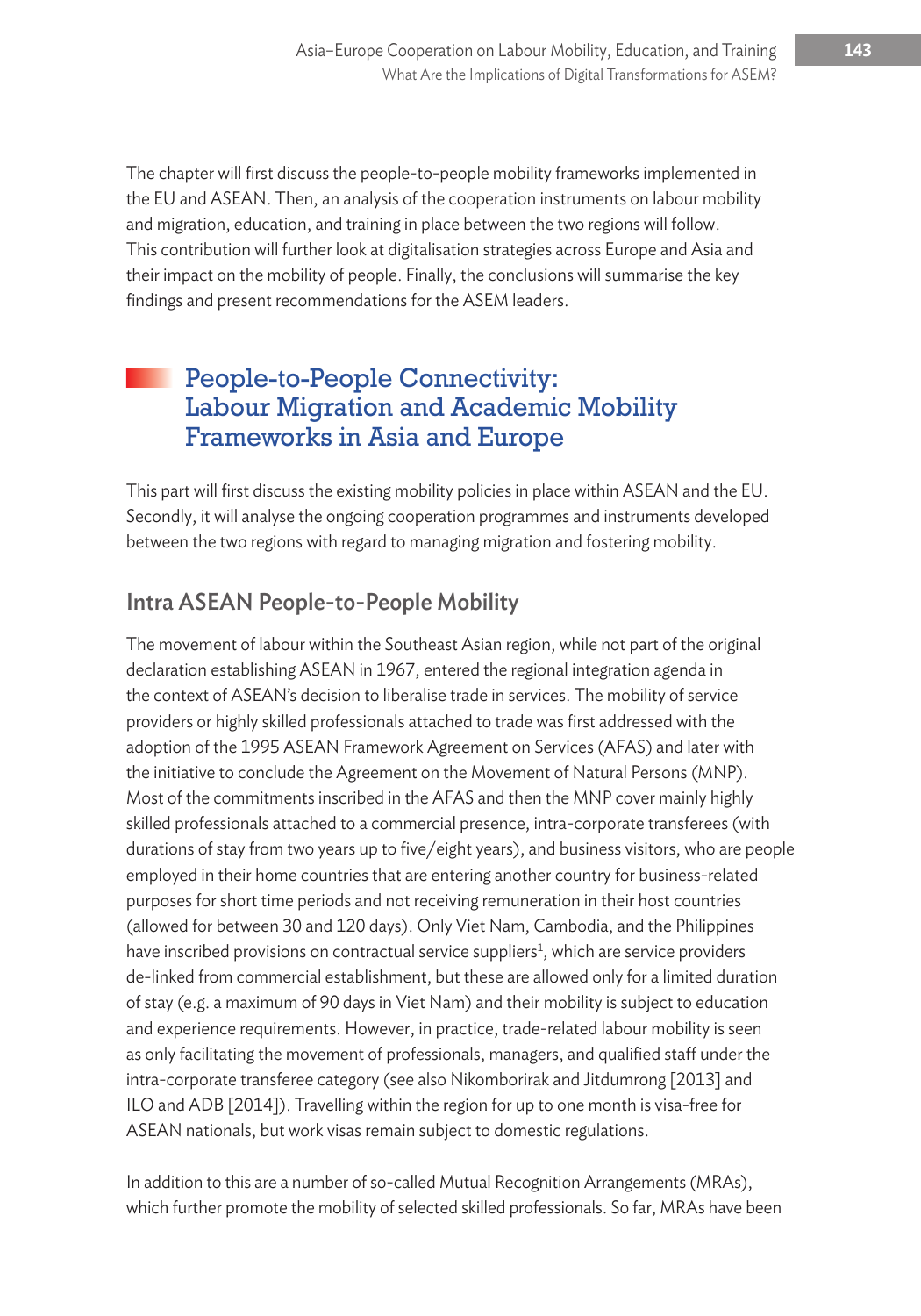The chapter will first discuss the people-to-people mobility frameworks implemented in the EU and ASEAN. Then, an analysis of the cooperation instruments on labour mobility and migration, education, and training in place between the two regions will follow. This contribution will further look at digitalisation strategies across Europe and Asia and their impact on the mobility of people. Finally, the conclusions will summarise the key findings and present recommendations for the ASEM leaders.

## People-to-People Connectivity: Labour Migration and Academic Mobility Frameworks in Asia and Europe

This part will first discuss the existing mobility policies in place within ASEAN and the EU. Secondly, it will analyse the ongoing cooperation programmes and instruments developed between the two regions with regard to managing migration and fostering mobility.

### Intra ASEAN People-to-People Mobility

The movement of labour within the Southeast Asian region, while not part of the original declaration establishing ASEAN in 1967, entered the regional integration agenda in the context of ASEAN's decision to liberalise trade in services. The mobility of service providers or highly skilled professionals attached to trade was first addressed with the adoption of the 1995 ASEAN Framework Agreement on Services (AFAS) and later with the initiative to conclude the Agreement on the Movement of Natural Persons (MNP). Most of the commitments inscribed in the AFAS and then the MNP cover mainly highly skilled professionals attached to a commercial presence, intra-corporate transferees (with durations of stay from two years up to five/eight years), and business visitors, who are people employed in their home countries that are entering another country for business-related purposes for short time periods and not receiving remuneration in their host countries (allowed for between 30 and 120 days). Only Viet Nam, Cambodia, and the Philippines have inscribed provisions on contractual service suppliers[1], which are service providers de-linked from commercial establishment, but these are allowed only for a limited duration of stay (e.g. a maximum of 90 days in Viet Nam) and their mobility is subject to education and experience requirements. However, in practice, trade-related labour mobility is seen as only facilitating the movement of professionals, managers, and qualified staff under the intra-corporate transferee category (see also Nikomborirak and Jitdumrong [2013] and ILO and ADB [2014]). Travelling within the region for up to one month is visa-free for ASEAN nationals, but work visas remain subject to domestic regulations.

In addition to this are a number of so-called Mutual Recognition Arrangements (MRAs), which further promote the mobility of selected skilled professionals. So far, MRAs have been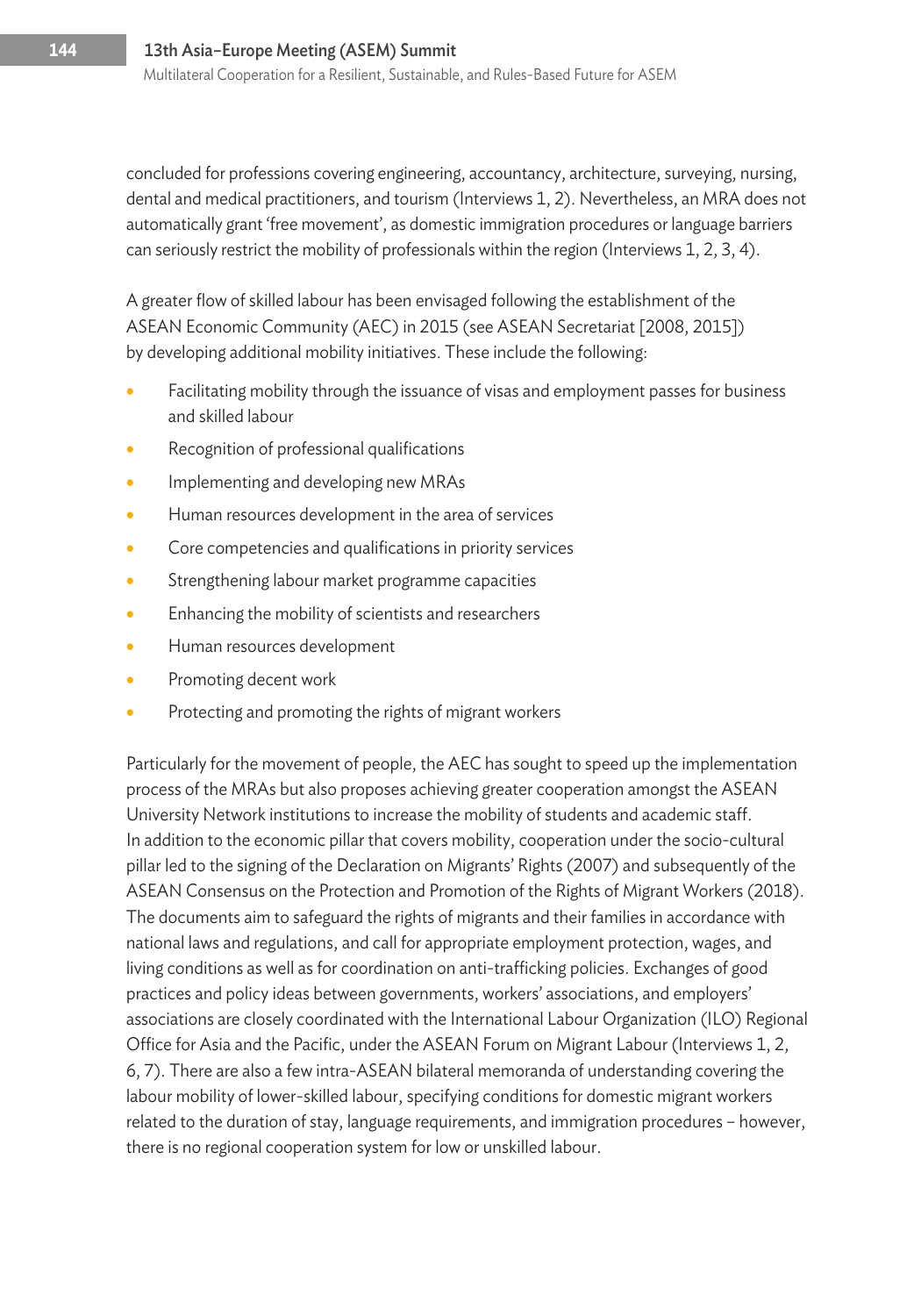concluded for professions covering engineering, accountancy, architecture, surveying, nursing, dental and medical practitioners, and tourism (Interviews 1, 2). Nevertheless, an MRA does not automatically grant 'free movement', as domestic immigration procedures or language barriers can seriously restrict the mobility of professionals within the region (Interviews 1, 2, 3, 4).

A greater flow of skilled labour has been envisaged following the establishment of the ASEAN Economic Community (AEC) in 2015 (see ASEAN Secretariat [2008, 2015]) by developing additional mobility initiatives. These include the following:

- Facilitating mobility through the issuance of visas and employment passes for business and skilled labour
- Recognition of professional qualifications
- Implementing and developing new MRAs
- Human resources development in the area of services
- Core competencies and qualifications in priority services
- Strengthening labour market programme capacities
- Enhancing the mobility of scientists and researchers
- Human resources development
- Promoting decent work
- Protecting and promoting the rights of migrant workers

Particularly for the movement of people, the AEC has sought to speed up the implementation process of the MRAs but also proposes achieving greater cooperation amongst the ASEAN University Network institutions to increase the mobility of students and academic staff. In addition to the economic pillar that covers mobility, cooperation under the socio-cultural pillar led to the signing of the Declaration on Migrants' Rights (2007) and subsequently of the ASEAN Consensus on the Protection and Promotion of the Rights of Migrant Workers (2018). The documents aim to safeguard the rights of migrants and their families in accordance with national laws and regulations, and call for appropriate employment protection, wages, and living conditions as well as for coordination on anti-trafficking policies. Exchanges of good practices and policy ideas between governments, workers' associations, and employers' associations are closely coordinated with the International Labour Organization (ILO) Regional Office for Asia and the Pacific, under the ASEAN Forum on Migrant Labour (Interviews 1, 2, 6, 7). There are also a few intra-ASEAN bilateral memoranda of understanding covering the labour mobility of lower-skilled labour, specifying conditions for domestic migrant workers related to the duration of stay, language requirements, and immigration procedures – however, there is no regional cooperation system for low or unskilled labour.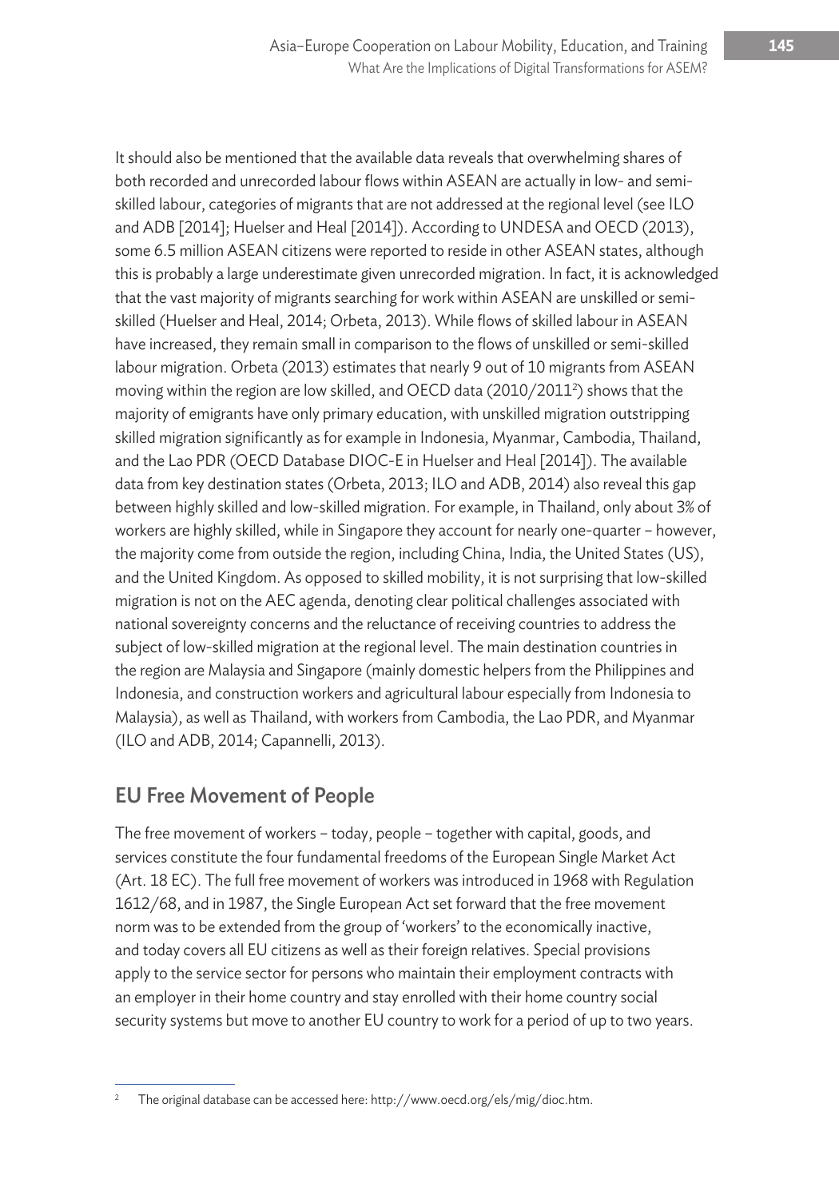It should also be mentioned that the available data reveals that overwhelming shares of both recorded and unrecorded labour flows within ASEAN are actually in low- and semi-skilled labour, categories of migrants that are not addressed at the regional level (see ILO and ADB [2014]; Huelser and Heal [2014]). According to UNDESA and OECD (2013), some 6.5 million ASEAN citizens were reported to reside in other ASEAN states, although this is probably a large underestimate given unrecorded migration. In fact, it is acknowledged that the vast majority of migrants searching for work within ASEAN are unskilled or semi-skilled (Huelser and Heal, 2014; Orbeta, 2013). While flows of skilled labour in ASEAN have increased, they remain small in comparison to the flows of unskilled or semi-skilled labour migration. Orbeta (2013) estimates that nearly 9 out of 10 migrants from ASEAN moving within the region are low skilled, and OECD data (2010/2011[2]) shows that the majority of emigrants have only primary education, with unskilled migration outstripping skilled migration significantly as for example in Indonesia, Myanmar, Cambodia, Thailand, and the Lao PDR (OECD Database DIOC-E in Huelser and Heal [2014]). The available data from key destination states (Orbeta, 2013; ILO and ADB, 2014) also reveal this gap between highly skilled and low-skilled migration. For example, in Thailand, only about 3% of workers are highly skilled, while in Singapore they account for nearly one-quarter – however, the majority come from outside the region, including China, India, the United States (US), and the United Kingdom. As opposed to skilled mobility, it is not surprising that low-skilled migration is not on the AEC agenda, denoting clear political challenges associated with national sovereignty concerns and the reluctance of receiving countries to address the subject of low-skilled migration at the regional level. The main destination countries in the region are Malaysia and Singapore (mainly domestic helpers from the Philippines and Indonesia, and construction workers and agricultural labour especially from Indonesia to Malaysia), as well as Thailand, with workers from Cambodia, the Lao PDR, and Myanmar (ILO and ADB, 2014; Capannelli, 2013).

## EU Free Movement of People

The free movement of workers – today, people – together with capital, goods, and services constitute the four fundamental freedoms of the European Single Market Act (Art. 18 EC). The full free movement of workers was introduced in 1968 with Regulation 1612/68, and in 1987, the Single European Act set forward that the free movement norm was to be extended from the group of 'workers' to the economically inactive, and today covers all EU citizens as well as their foreign relatives. Special provisions apply to the service sector for persons who maintain their employment contracts with an employer in their home country and stay enrolled with their home country social security systems but move to another EU country to work for a period of up to two years.

[2] The original database can be accessed here: http://www.oecd.org/els/mig/dioc.htm.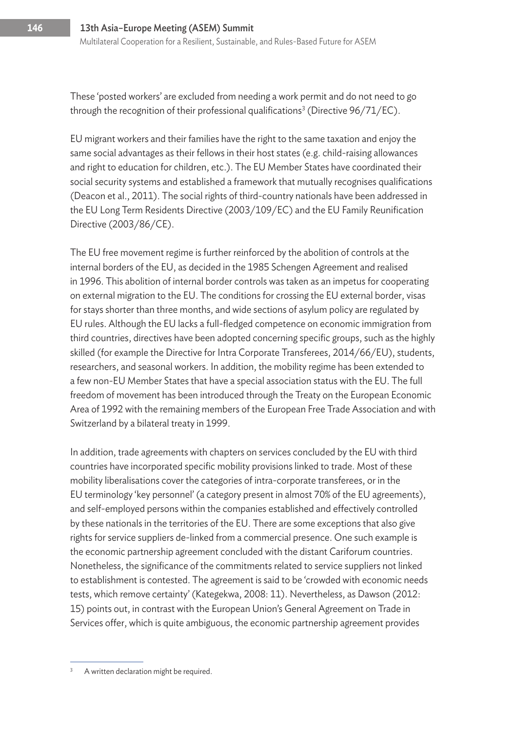These 'posted workers' are excluded from needing a work permit and do not need to go through the recognition of their professional qualifications[3] (Directive 96/71/EC).

EU migrant workers and their families have the right to the same taxation and enjoy the same social advantages as their fellows in their host states (e.g. child-raising allowances and right to education for children, etc.). The EU Member States have coordinated their social security systems and established a framework that mutually recognises qualifications (Deacon et al., 2011). The social rights of third-country nationals have been addressed in the EU Long Term Residents Directive (2003/109/EC) and the EU Family Reunification Directive (2003/86/CE).

The EU free movement regime is further reinforced by the abolition of controls at the internal borders of the EU, as decided in the 1985 Schengen Agreement and realised in 1996. This abolition of internal border controls was taken as an impetus for cooperating on external migration to the EU. The conditions for crossing the EU external border, visas for stays shorter than three months, and wide sections of asylum policy are regulated by EU rules. Although the EU lacks a full-fledged competence on economic immigration from third countries, directives have been adopted concerning specific groups, such as the highly skilled (for example the Directive for Intra Corporate Transferees, 2014/66/EU), students, researchers, and seasonal workers. In addition, the mobility regime has been extended to a few non-EU Member States that have a special association status with the EU. The full freedom of movement has been introduced through the Treaty on the European Economic Area of 1992 with the remaining members of the European Free Trade Association and with Switzerland by a bilateral treaty in 1999.

In addition, trade agreements with chapters on services concluded by the EU with third countries have incorporated specific mobility provisions linked to trade. Most of these mobility liberalisations cover the categories of intra-corporate transferees, or in the EU terminology 'key personnel' (a category present in almost 70% of the EU agreements), and self-employed persons within the companies established and effectively controlled by these nationals in the territories of the EU. There are some exceptions that also give rights for service suppliers de-linked from a commercial presence. One such example is the economic partnership agreement concluded with the distant Cariforum countries. Nonetheless, the significance of the commitments related to service suppliers not linked to establishment is contested. The agreement is said to be 'crowded with economic needs tests, which remove certainty' (Kategekwa, 2008: 11). Nevertheless, as Dawson (2012: 15) points out, in contrast with the European Union's General Agreement on Trade in Services offer, which is quite ambiguous, the economic partnership agreement provides

[3] A written declaration might be required.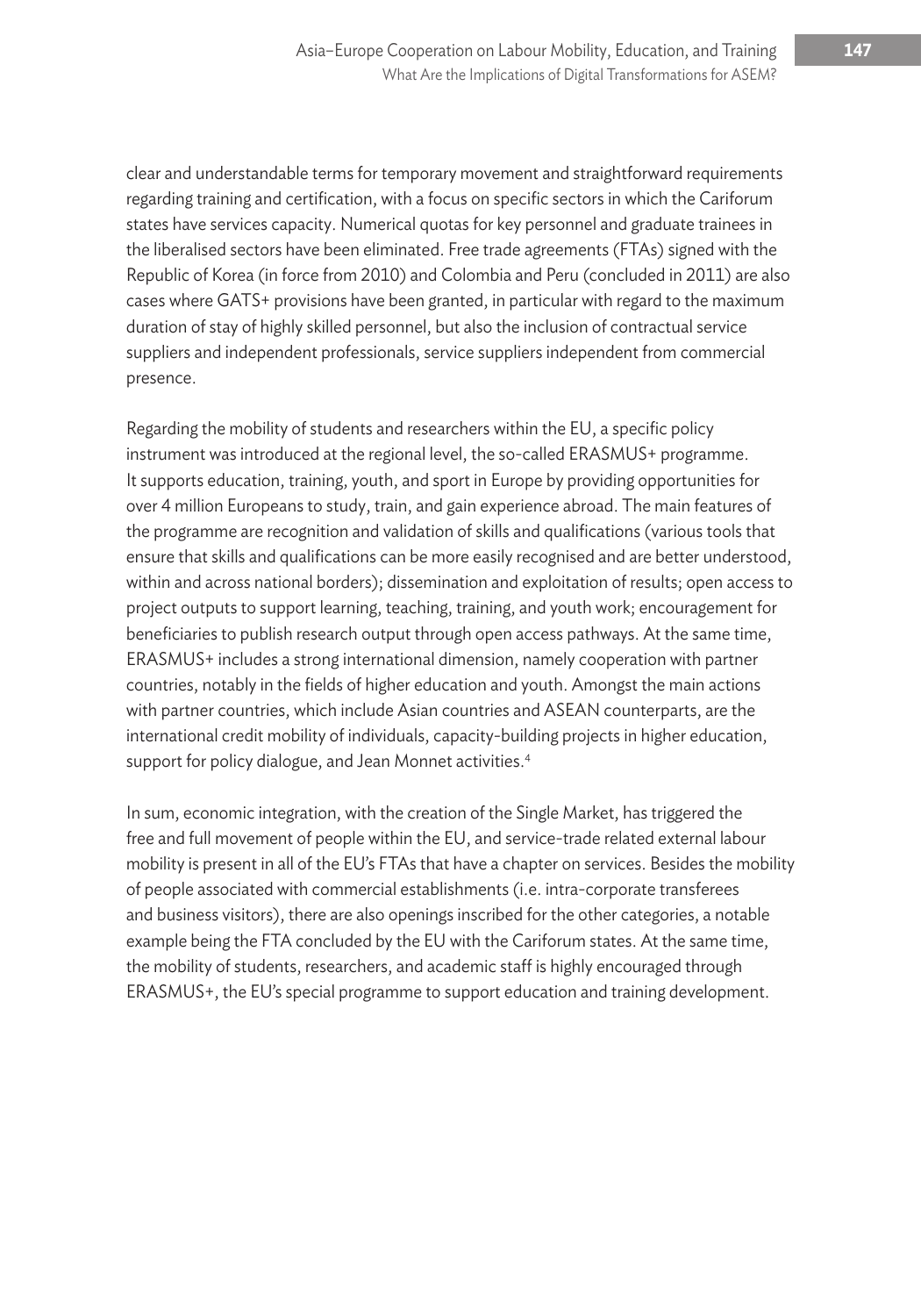clear and understandable terms for temporary movement and straightforward requirements regarding training and certification, with a focus on specific sectors in which the Cariforum states have services capacity. Numerical quotas for key personnel and graduate trainees in the liberalised sectors have been eliminated. Free trade agreements (FTAs) signed with the Republic of Korea (in force from 2010) and Colombia and Peru (concluded in 2011) are also cases where GATS+ provisions have been granted, in particular with regard to the maximum duration of stay of highly skilled personnel, but also the inclusion of contractual service suppliers and independent professionals, service suppliers independent from commercial presence.

Regarding the mobility of students and researchers within the EU, a specific policy instrument was introduced at the regional level, the so-called ERASMUS+ programme. It supports education, training, youth, and sport in Europe by providing opportunities for over 4 million Europeans to study, train, and gain experience abroad. The main features of the programme are recognition and validation of skills and qualifications (various tools that ensure that skills and qualifications can be more easily recognised and are better understood, within and across national borders); dissemination and exploitation of results; open access to project outputs to support learning, teaching, training, and youth work; encouragement for beneficiaries to publish research output through open access pathways. At the same time, ERASMUS+ includes a strong international dimension, namely cooperation with partner countries, notably in the fields of higher education and youth. Amongst the main actions with partner countries, which include Asian countries and ASEAN counterparts, are the international credit mobility of individuals, capacity-building projects in higher education, support for policy dialogue, and Jean Monnet activities.[4]

In sum, economic integration, with the creation of the Single Market, has triggered the free and full movement of people within the EU, and service-trade related external labour mobility is present in all of the EU's FTAs that have a chapter on services. Besides the mobility of people associated with commercial establishments (i.e. intra-corporate transferees and business visitors), there are also openings inscribed for the other categories, a notable example being the FTA concluded by the EU with the Cariforum states. At the same time, the mobility of students, researchers, and academic staff is highly encouraged through ERASMUS+, the EU's special programme to support education and training development.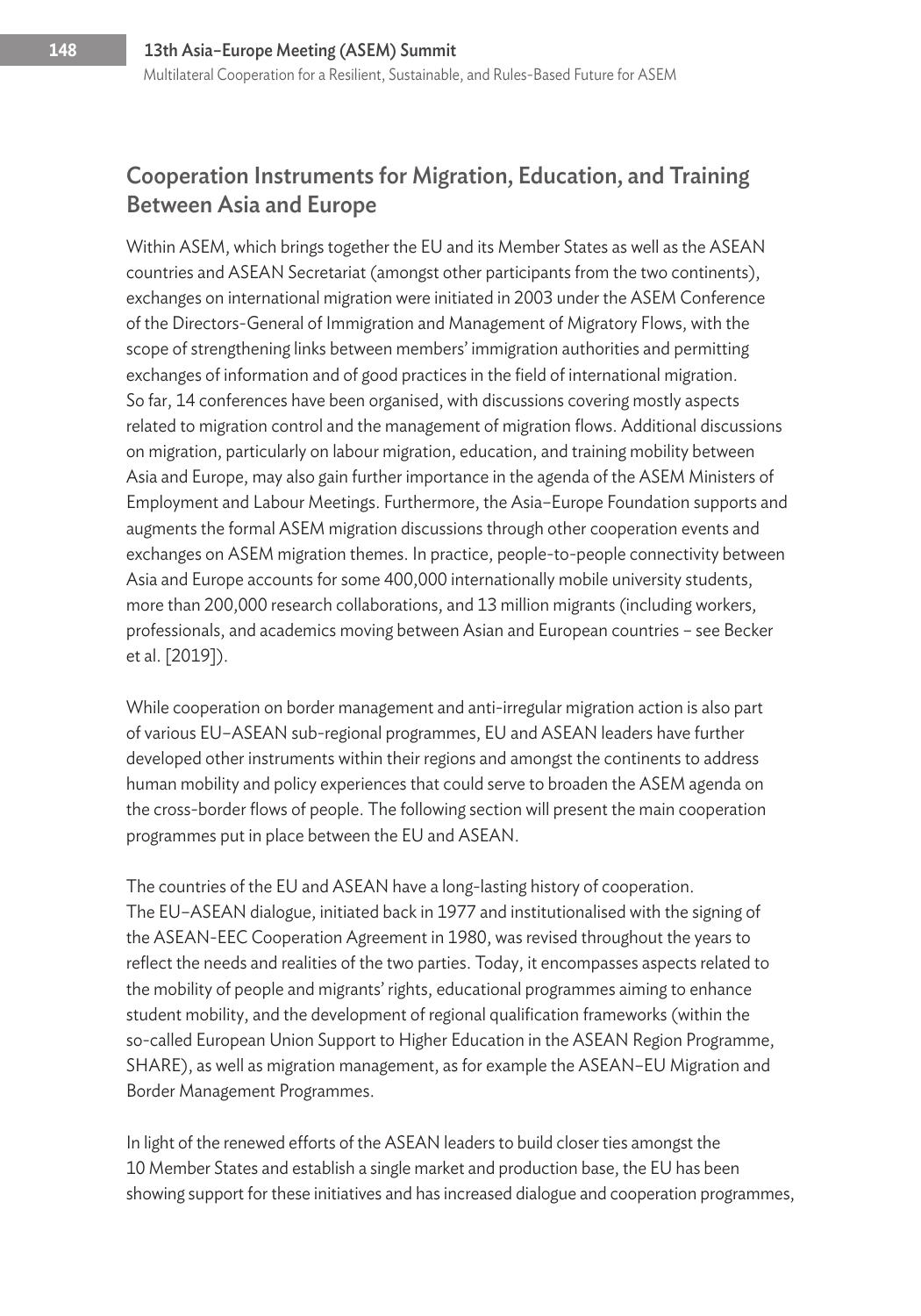## Cooperation Instruments for Migration, Education, and Training Between Asia and Europe

Within ASEM, which brings together the EU and its Member States as well as the ASEAN countries and ASEAN Secretariat (amongst other participants from the two continents), exchanges on international migration were initiated in 2003 under the ASEM Conference of the Directors-General of Immigration and Management of Migratory Flows, with the scope of strengthening links between members' immigration authorities and permitting exchanges of information and of good practices in the field of international migration. So far, 14 conferences have been organised, with discussions covering mostly aspects related to migration control and the management of migration flows. Additional discussions on migration, particularly on labour migration, education, and training mobility between Asia and Europe, may also gain further importance in the agenda of the ASEM Ministers of Employment and Labour Meetings. Furthermore, the Asia–Europe Foundation supports and augments the formal ASEM migration discussions through other cooperation events and exchanges on ASEM migration themes. In practice, people-to-people connectivity between Asia and Europe accounts for some 400,000 internationally mobile university students, more than 200,000 research collaborations, and 13 million migrants (including workers, professionals, and academics moving between Asian and European countries – see Becker et al. [2019]).

While cooperation on border management and anti-irregular migration action is also part of various EU–ASEAN sub-regional programmes, EU and ASEAN leaders have further developed other instruments within their regions and amongst the continents to address human mobility and policy experiences that could serve to broaden the ASEM agenda on the cross-border flows of people. The following section will present the main cooperation programmes put in place between the EU and ASEAN.

The countries of the EU and ASEAN have a long-lasting history of cooperation. The EU–ASEAN dialogue, initiated back in 1977 and institutionalised with the signing of the ASEAN-EEC Cooperation Agreement in 1980, was revised throughout the years to reflect the needs and realities of the two parties. Today, it encompasses aspects related to the mobility of people and migrants' rights, educational programmes aiming to enhance student mobility, and the development of regional qualification frameworks (within the so-called European Union Support to Higher Education in the ASEAN Region Programme, SHARE), as well as migration management, as for example the ASEAN–EU Migration and Border Management Programmes.

In light of the renewed efforts of the ASEAN leaders to build closer ties amongst the 10 Member States and establish a single market and production base, the EU has been showing support for these initiatives and has increased dialogue and cooperation programmes,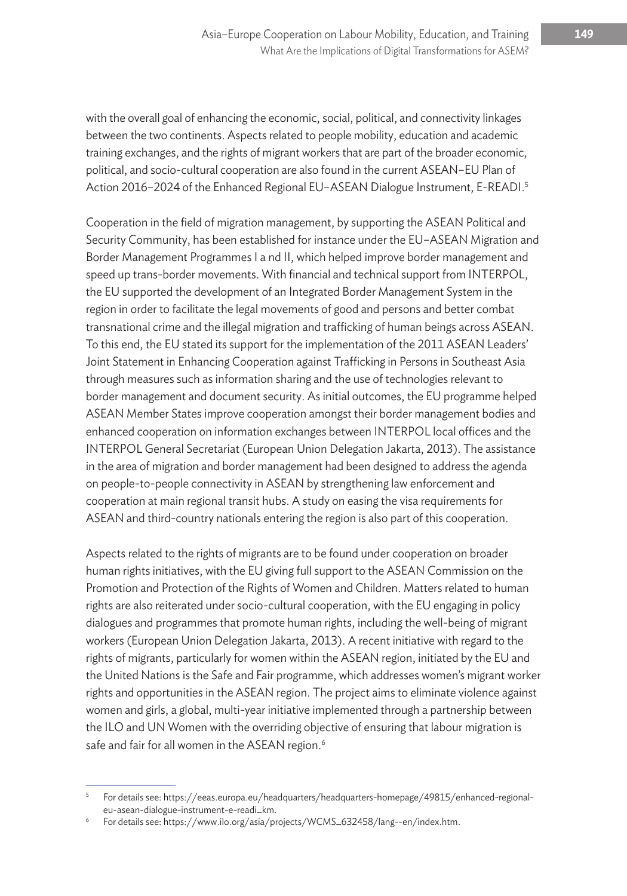with the overall goal of enhancing the economic, social, political, and connectivity linkages between the two continents. Aspects related to people mobility, education and academic training exchanges, and the rights of migrant workers that are part of the broader economic, political, and socio-cultural cooperation are also found in the current ASEAN–EU Plan of Action 2016–2024 of the Enhanced Regional EU–ASEAN Dialogue Instrument, E-READI.[5]

Cooperation in the field of migration management, by supporting the ASEAN Political and Security Community, has been established for instance under the EU–ASEAN Migration and Border Management Programmes I a nd II, which helped improve border management and speed up trans-border movements. With financial and technical support from INTERPOL, the EU supported the development of an Integrated Border Management System in the region in order to facilitate the legal movements of good and persons and better combat transnational crime and the illegal migration and trafficking of human beings across ASEAN. To this end, the EU stated its support for the implementation of the 2011 ASEAN Leaders' Joint Statement in Enhancing Cooperation against Trafficking in Persons in Southeast Asia through measures such as information sharing and the use of technologies relevant to border management and document security. As initial outcomes, the EU programme helped ASEAN Member States improve cooperation amongst their border management bodies and enhanced cooperation on information exchanges between INTERPOL local offices and the INTERPOL General Secretariat (European Union Delegation Jakarta, 2013). The assistance in the area of migration and border management had been designed to address the agenda on people-to-people connectivity in ASEAN by strengthening law enforcement and cooperation at main regional transit hubs. A study on easing the visa requirements for ASEAN and third-country nationals entering the region is also part of this cooperation.

Aspects related to the rights of migrants are to be found under cooperation on broader human rights initiatives, with the EU giving full support to the ASEAN Commission on the Promotion and Protection of the Rights of Women and Children. Matters related to human rights are also reiterated under socio-cultural cooperation, with the EU engaging in policy dialogues and programmes that promote human rights, including the well-being of migrant workers (European Union Delegation Jakarta, 2013). A recent initiative with regard to the rights of migrants, particularly for women within the ASEAN region, initiated by the EU and the United Nations is the Safe and Fair programme, which addresses women's migrant worker rights and opportunities in the ASEAN region. The project aims to eliminate violence against women and girls, a global, multi-year initiative implemented through a partnership between the ILO and UN Women with the overriding objective of ensuring that labour migration is safe and fair for all women in the ASEAN region.[6]

---

[5] For details see: https://eeas.europa.eu/headquarters/headquarters-homepage/49815/enhanced-regional-eu-asean-dialogue-instrument-e-readi_km.

[6] For details see: https://www.ilo.org/asia/projects/WCMS_632458/lang--en/index.htm.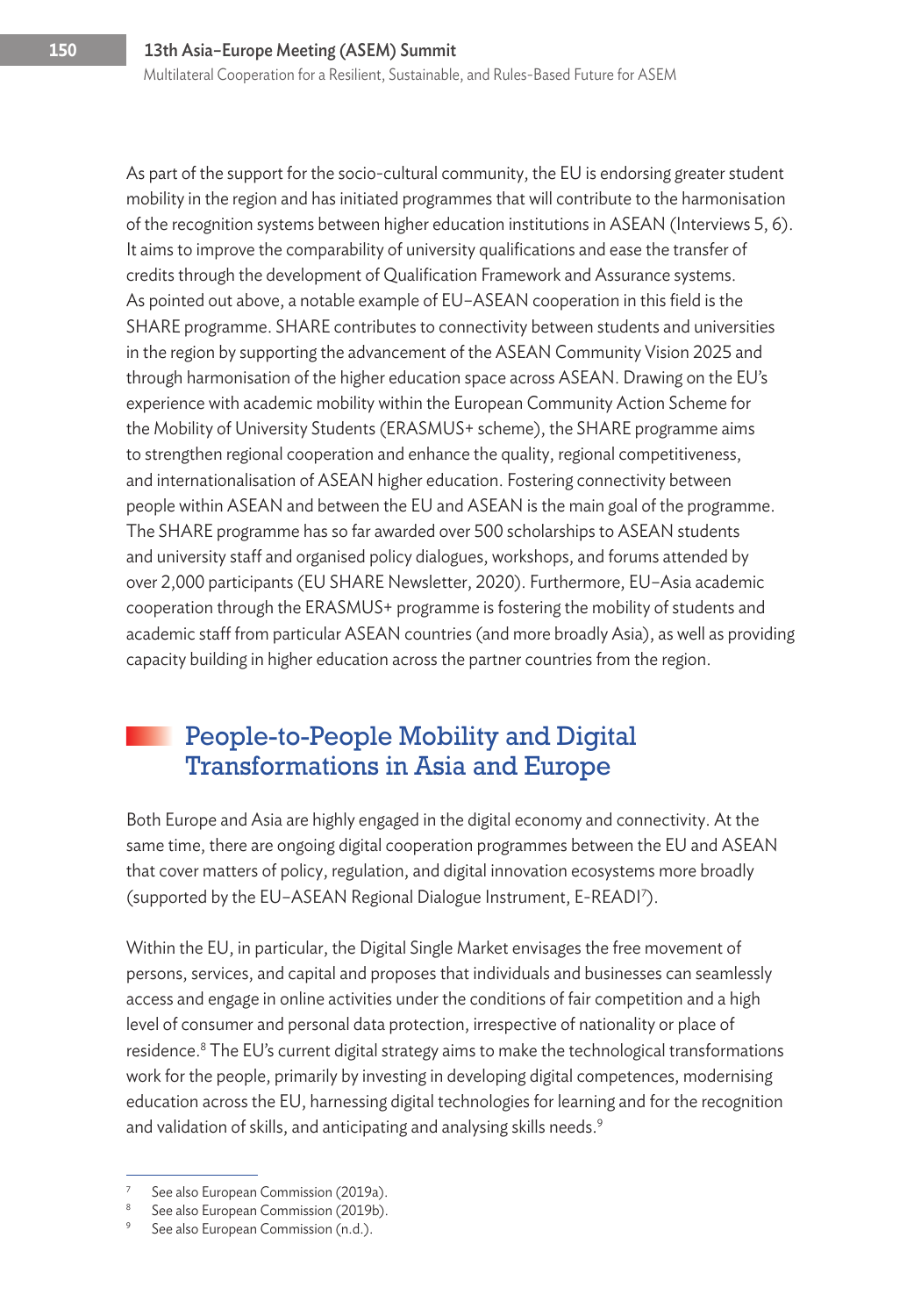As part of the support for the socio-cultural community, the EU is endorsing greater student mobility in the region and has initiated programmes that will contribute to the harmonisation of the recognition systems between higher education institutions in ASEAN (Interviews 5, 6). It aims to improve the comparability of university qualifications and ease the transfer of credits through the development of Qualification Framework and Assurance systems. As pointed out above, a notable example of EU–ASEAN cooperation in this field is the SHARE programme. SHARE contributes to connectivity between students and universities in the region by supporting the advancement of the ASEAN Community Vision 2025 and through harmonisation of the higher education space across ASEAN. Drawing on the EU's experience with academic mobility within the European Community Action Scheme for the Mobility of University Students (ERASMUS+ scheme), the SHARE programme aims to strengthen regional cooperation and enhance the quality, regional competitiveness, and internationalisation of ASEAN higher education. Fostering connectivity between people within ASEAN and between the EU and ASEAN is the main goal of the programme. The SHARE programme has so far awarded over 500 scholarships to ASEAN students and university staff and organised policy dialogues, workshops, and forums attended by over 2,000 participants (EU SHARE Newsletter, 2020). Furthermore, EU–Asia academic cooperation through the ERASMUS+ programme is fostering the mobility of students and academic staff from particular ASEAN countries (and more broadly Asia), as well as providing capacity building in higher education across the partner countries from the region.

## People-to-People Mobility and Digital Transformations in Asia and Europe

Both Europe and Asia are highly engaged in the digital economy and connectivity. At the same time, there are ongoing digital cooperation programmes between the EU and ASEAN that cover matters of policy, regulation, and digital innovation ecosystems more broadly (supported by the EU–ASEAN Regional Dialogue Instrument, E-READI[7]).

Within the EU, in particular, the Digital Single Market envisages the free movement of persons, services, and capital and proposes that individuals and businesses can seamlessly access and engage in online activities under the conditions of fair competition and a high level of consumer and personal data protection, irrespective of nationality or place of residence.[8] The EU's current digital strategy aims to make the technological transformations work for the people, primarily by investing in developing digital competences, modernising education across the EU, harnessing digital technologies for learning and for the recognition and validation of skills, and anticipating and analysing skills needs.[9]

---

[7] See also European Commission (2019a).

[8] See also European Commission (2019b).

[9] See also European Commission (n.d.).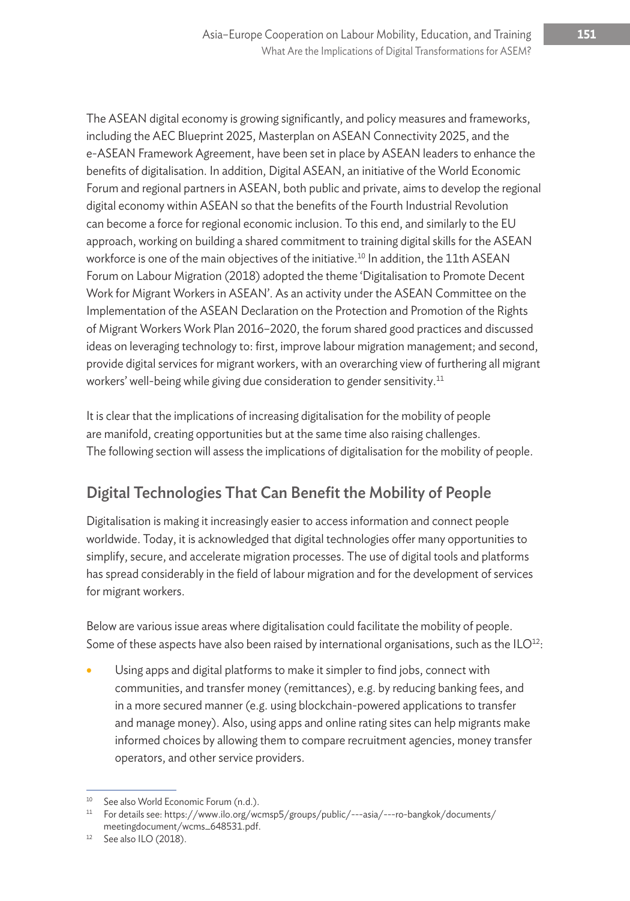The ASEAN digital economy is growing significantly, and policy measures and frameworks, including the AEC Blueprint 2025, Masterplan on ASEAN Connectivity 2025, and the e-ASEAN Framework Agreement, have been set in place by ASEAN leaders to enhance the benefits of digitalisation. In addition, Digital ASEAN, an initiative of the World Economic Forum and regional partners in ASEAN, both public and private, aims to develop the regional digital economy within ASEAN so that the benefits of the Fourth Industrial Revolution can become a force for regional economic inclusion. To this end, and similarly to the EU approach, working on building a shared commitment to training digital skills for the ASEAN workforce is one of the main objectives of the initiative.[10] In addition, the 11th ASEAN Forum on Labour Migration (2018) adopted the theme 'Digitalisation to Promote Decent Work for Migrant Workers in ASEAN'. As an activity under the ASEAN Committee on the Implementation of the ASEAN Declaration on the Protection and Promotion of the Rights of Migrant Workers Work Plan 2016–2020, the forum shared good practices and discussed ideas on leveraging technology to: first, improve labour migration management; and second, provide digital services for migrant workers, with an overarching view of furthering all migrant workers' well-being while giving due consideration to gender sensitivity.[11]

It is clear that the implications of increasing digitalisation for the mobility of people are manifold, creating opportunities but at the same time also raising challenges. The following section will assess the implications of digitalisation for the mobility of people.

## Digital Technologies That Can Benefit the Mobility of People

Digitalisation is making it increasingly easier to access information and connect people worldwide. Today, it is acknowledged that digital technologies offer many opportunities to simplify, secure, and accelerate migration processes. The use of digital tools and platforms has spread considerably in the field of labour migration and for the development of services for migrant workers.

Below are various issue areas where digitalisation could facilitate the mobility of people. Some of these aspects have also been raised by international organisations, such as the ILO[12]:

- Using apps and digital platforms to make it simpler to find jobs, connect with communities, and transfer money (remittances), e.g. by reducing banking fees, and in a more secured manner (e.g. using blockchain-powered applications to transfer and manage money). Also, using apps and online rating sites can help migrants make informed choices by allowing them to compare recruitment agencies, money transfer operators, and other service providers.

---

[10] See also World Economic Forum (n.d.).

[11] For details see: https://www.ilo.org/wcmsp5/groups/public/---asia/---ro-bangkok/documents/meetingdocument/wcms_648531.pdf.

[12] See also ILO (2018).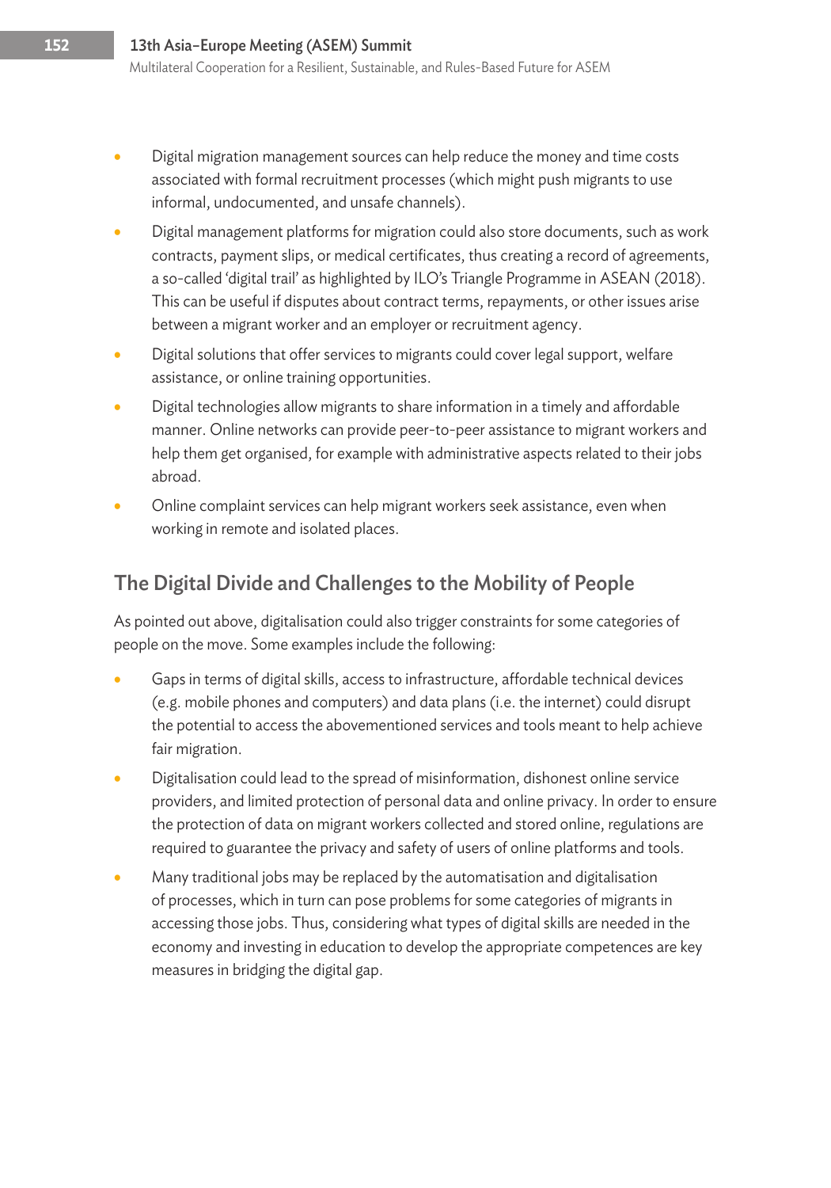- Digital migration management sources can help reduce the money and time costs associated with formal recruitment processes (which might push migrants to use informal, undocumented, and unsafe channels).
- Digital management platforms for migration could also store documents, such as work contracts, payment slips, or medical certificates, thus creating a record of agreements, a so-called 'digital trail' as highlighted by ILO's Triangle Programme in ASEAN (2018). This can be useful if disputes about contract terms, repayments, or other issues arise between a migrant worker and an employer or recruitment agency.
- Digital solutions that offer services to migrants could cover legal support, welfare assistance, or online training opportunities.
- Digital technologies allow migrants to share information in a timely and affordable manner. Online networks can provide peer-to-peer assistance to migrant workers and help them get organised, for example with administrative aspects related to their jobs abroad.
- Online complaint services can help migrant workers seek assistance, even when working in remote and isolated places.

## The Digital Divide and Challenges to the Mobility of People

As pointed out above, digitalisation could also trigger constraints for some categories of people on the move. Some examples include the following:

- Gaps in terms of digital skills, access to infrastructure, affordable technical devices (e.g. mobile phones and computers) and data plans (i.e. the internet) could disrupt the potential to access the abovementioned services and tools meant to help achieve fair migration.
- Digitalisation could lead to the spread of misinformation, dishonest online service providers, and limited protection of personal data and online privacy. In order to ensure the protection of data on migrant workers collected and stored online, regulations are required to guarantee the privacy and safety of users of online platforms and tools.
- Many traditional jobs may be replaced by the automatisation and digitalisation of processes, which in turn can pose problems for some categories of migrants in accessing those jobs. Thus, considering what types of digital skills are needed in the economy and investing in education to develop the appropriate competences are key measures in bridging the digital gap.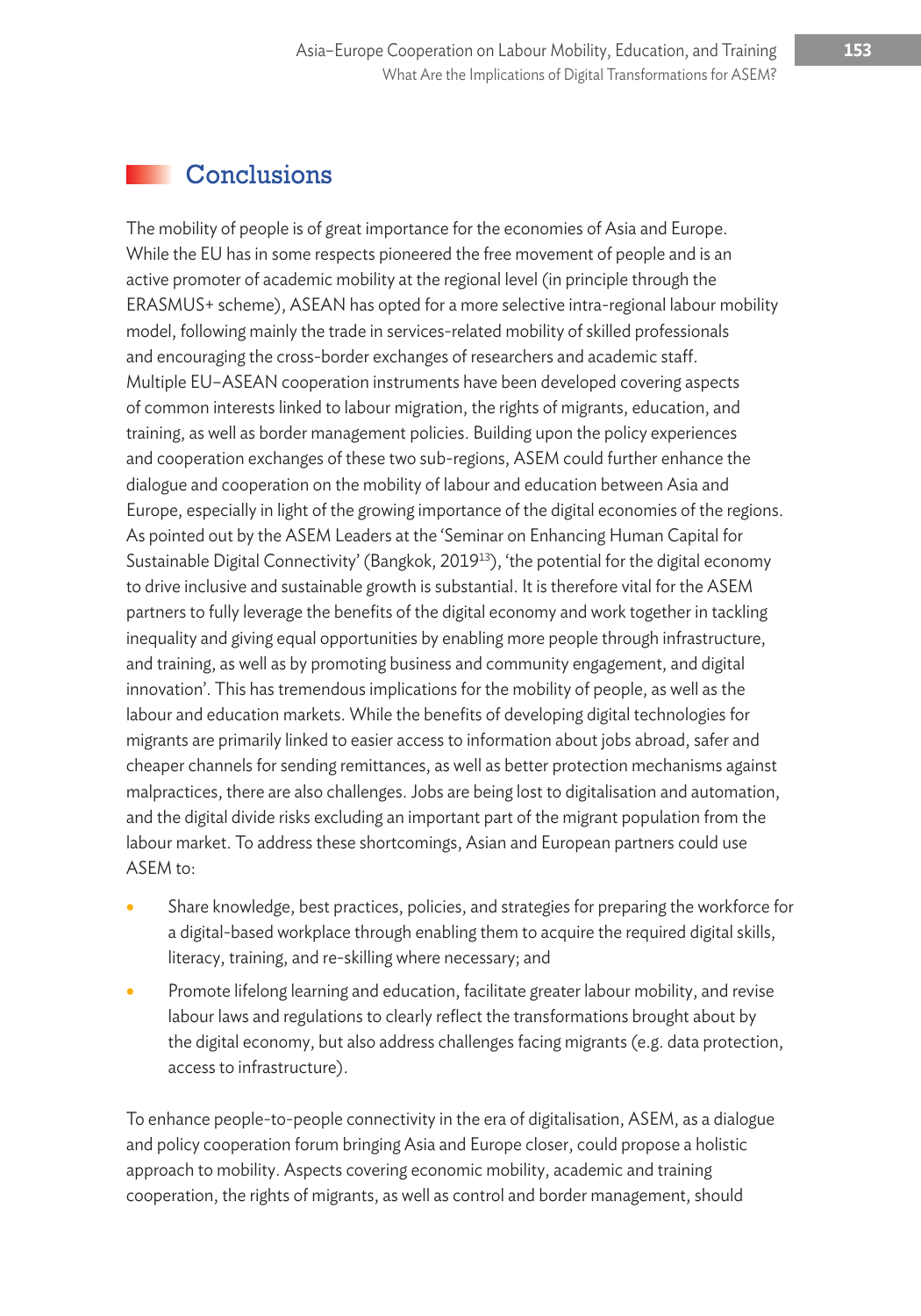## Conclusions

The mobility of people is of great importance for the economies of Asia and Europe. While the EU has in some respects pioneered the free movement of people and is an active promoter of academic mobility at the regional level (in principle through the ERASMUS+ scheme), ASEAN has opted for a more selective intra-regional labour mobility model, following mainly the trade in services-related mobility of skilled professionals and encouraging the cross-border exchanges of researchers and academic staff. Multiple EU–ASEAN cooperation instruments have been developed covering aspects of common interests linked to labour migration, the rights of migrants, education, and training, as well as border management policies. Building upon the policy experiences and cooperation exchanges of these two sub-regions, ASEM could further enhance the dialogue and cooperation on the mobility of labour and education between Asia and Europe, especially in light of the growing importance of the digital economies of the regions. As pointed out by the ASEM Leaders at the 'Seminar on Enhancing Human Capital for Sustainable Digital Connectivity' (Bangkok, 2019[13]), 'the potential for the digital economy to drive inclusive and sustainable growth is substantial. It is therefore vital for the ASEM partners to fully leverage the benefits of the digital economy and work together in tackling inequality and giving equal opportunities by enabling more people through infrastructure, and training, as well as by promoting business and community engagement, and digital innovation'. This has tremendous implications for the mobility of people, as well as the labour and education markets. While the benefits of developing digital technologies for migrants are primarily linked to easier access to information about jobs abroad, safer and cheaper channels for sending remittances, as well as better protection mechanisms against malpractices, there are also challenges. Jobs are being lost to digitalisation and automation, and the digital divide risks excluding an important part of the migrant population from the labour market. To address these shortcomings, Asian and European partners could use ASEM to:

- Share knowledge, best practices, policies, and strategies for preparing the workforce for a digital-based workplace through enabling them to acquire the required digital skills, literacy, training, and re-skilling where necessary; and
- Promote lifelong learning and education, facilitate greater labour mobility, and revise labour laws and regulations to clearly reflect the transformations brought about by the digital economy, but also address challenges facing migrants (e.g. data protection, access to infrastructure).

To enhance people-to-people connectivity in the era of digitalisation, ASEM, as a dialogue and policy cooperation forum bringing Asia and Europe closer, could propose a holistic approach to mobility. Aspects covering economic mobility, academic and training cooperation, the rights of migrants, as well as control and border management, should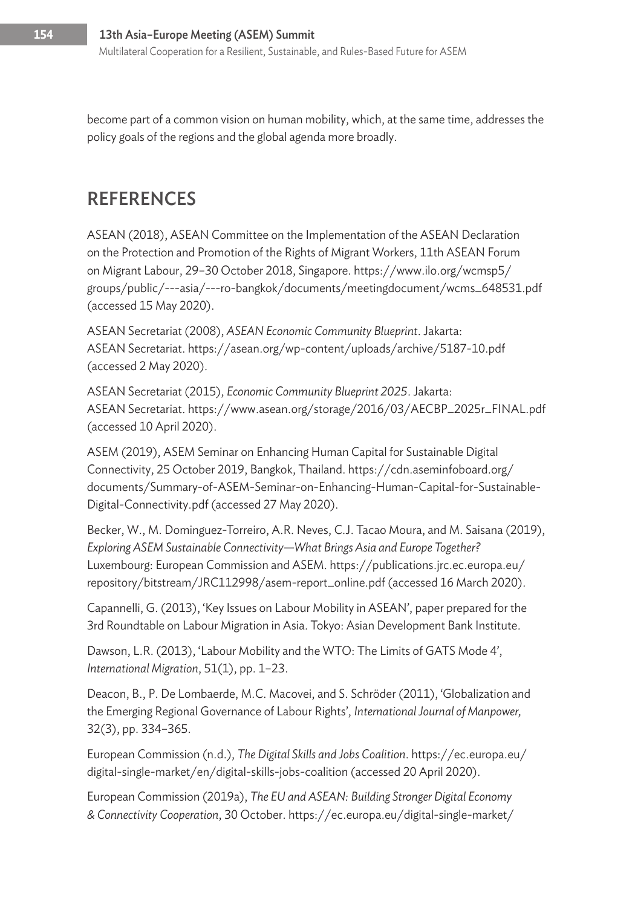become part of a common vision on human mobility, which, at the same time, addresses the policy goals of the regions and the global agenda more broadly.

## REFERENCES

ASEAN (2018), ASEAN Committee on the Implementation of the ASEAN Declaration on the Protection and Promotion of the Rights of Migrant Workers, 11th ASEAN Forum on Migrant Labour, 29–30 October 2018, Singapore. https://www.ilo.org/wcmsp5/groups/public/---asia/---ro-bangkok/documents/meetingdocument/wcms_648531.pdf (accessed 15 May 2020).

ASEAN Secretariat (2008), *ASEAN Economic Community Blueprint*. Jakarta: ASEAN Secretariat. https://asean.org/wp-content/uploads/archive/5187-10.pdf (accessed 2 May 2020).

ASEAN Secretariat (2015), *Economic Community Blueprint 2025*. Jakarta: ASEAN Secretariat. https://www.asean.org/storage/2016/03/AECBP_2025r_FINAL.pdf (accessed 10 April 2020).

ASEM (2019), ASEM Seminar on Enhancing Human Capital for Sustainable Digital Connectivity, 25 October 2019, Bangkok, Thailand. https://cdn.aseminfoboard.org/documents/Summary-of-ASEM-Seminar-on-Enhancing-Human-Capital-for-Sustainable-Digital-Connectivity.pdf (accessed 27 May 2020).

Becker, W., M. Dominguez-Torreiro, A.R. Neves, C.J. Tacao Moura, and M. Saisana (2019), *Exploring ASEM Sustainable Connectivity—What Brings Asia and Europe Together?* Luxembourg: European Commission and ASEM. https://publications.jrc.ec.europa.eu/repository/bitstream/JRC112998/asem-report_online.pdf (accessed 16 March 2020).

Capannelli, G. (2013), 'Key Issues on Labour Mobility in ASEAN', paper prepared for the 3rd Roundtable on Labour Migration in Asia. Tokyo: Asian Development Bank Institute.

Dawson, L.R. (2013), 'Labour Mobility and the WTO: The Limits of GATS Mode 4', *International Migration*, 51(1), pp. 1–23.

Deacon, B., P. De Lombaerde, M.C. Macovei, and S. Schröder (2011), 'Globalization and the Emerging Regional Governance of Labour Rights', *International Journal of Manpower,* 32(3), pp. 334–365.

European Commission (n.d.), *The Digital Skills and Jobs Coalition*. https://ec.europa.eu/digital-single-market/en/digital-skills-jobs-coalition (accessed 20 April 2020).

European Commission (2019a), *The EU and ASEAN: Building Stronger Digital Economy & Connectivity Cooperation*, 30 October. https://ec.europa.eu/digital-single-market/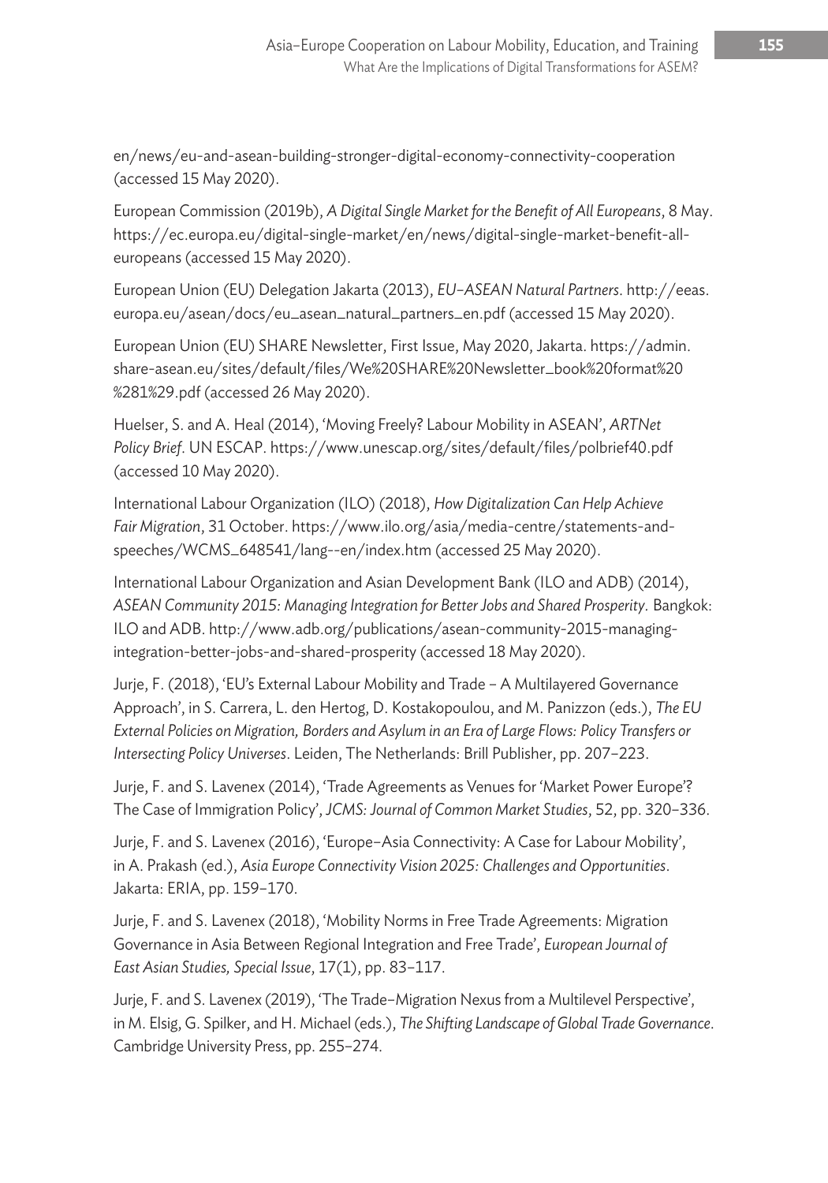en/news/eu-and-asean-building-stronger-digital-economy-connectivity-cooperation (accessed 15 May 2020).

European Commission (2019b), *A Digital Single Market for the Benefit of All Europeans*, 8 May. https://ec.europa.eu/digital-single-market/en/news/digital-single-market-benefit-all-europeans (accessed 15 May 2020).

European Union (EU) Delegation Jakarta (2013), *EU–ASEAN Natural Partners*. http://eeas.europa.eu/asean/docs/eu_asean_natural_partners_en.pdf (accessed 15 May 2020).

European Union (EU) SHARE Newsletter, First Issue, May 2020, Jakarta. https://admin.share-asean.eu/sites/default/files/We%20SHARE%20Newsletter_book%20format%20%281%29.pdf (accessed 26 May 2020).

Huelser, S. and A. Heal (2014), 'Moving Freely? Labour Mobility in ASEAN', *ARTNet Policy Brief*. UN ESCAP. https://www.unescap.org/sites/default/files/polbrief40.pdf (accessed 10 May 2020).

International Labour Organization (ILO) (2018), *How Digitalization Can Help Achieve Fair Migration*, 31 October. https://www.ilo.org/asia/media-centre/statements-and-speeches/WCMS_648541/lang--en/index.htm (accessed 25 May 2020).

International Labour Organization and Asian Development Bank (ILO and ADB) (2014), *ASEAN Community 2015: Managing Integration for Better Jobs and Shared Prosperity*. Bangkok: ILO and ADB. http://www.adb.org/publications/asean-community-2015-managing-integration-better-jobs-and-shared-prosperity (accessed 18 May 2020).

Jurje, F. (2018), 'EU's External Labour Mobility and Trade – A Multilayered Governance Approach', in S. Carrera, L. den Hertog, D. Kostakopoulou, and M. Panizzon (eds.), *The EU External Policies on Migration, Borders and Asylum in an Era of Large Flows: Policy Transfers or Intersecting Policy Universes*. Leiden, The Netherlands: Brill Publisher, pp. 207–223.

Jurje, F. and S. Lavenex (2014), 'Trade Agreements as Venues for 'Market Power Europe'? The Case of Immigration Policy', *JCMS: Journal of Common Market Studies*, 52, pp. 320–336.

Jurje, F. and S. Lavenex (2016), 'Europe–Asia Connectivity: A Case for Labour Mobility', in A. Prakash (ed.), *Asia Europe Connectivity Vision 2025: Challenges and Opportunities*. Jakarta: ERIA, pp. 159–170.

Jurje, F. and S. Lavenex (2018), 'Mobility Norms in Free Trade Agreements: Migration Governance in Asia Between Regional Integration and Free Trade', *European Journal of East Asian Studies, Special Issue*, 17(1), pp. 83–117.

Jurje, F. and S. Lavenex (2019), 'The Trade–Migration Nexus from a Multilevel Perspective', in M. Elsig, G. Spilker, and H. Michael (eds.), *The Shifting Landscape of Global Trade Governance*. Cambridge University Press, pp. 255–274.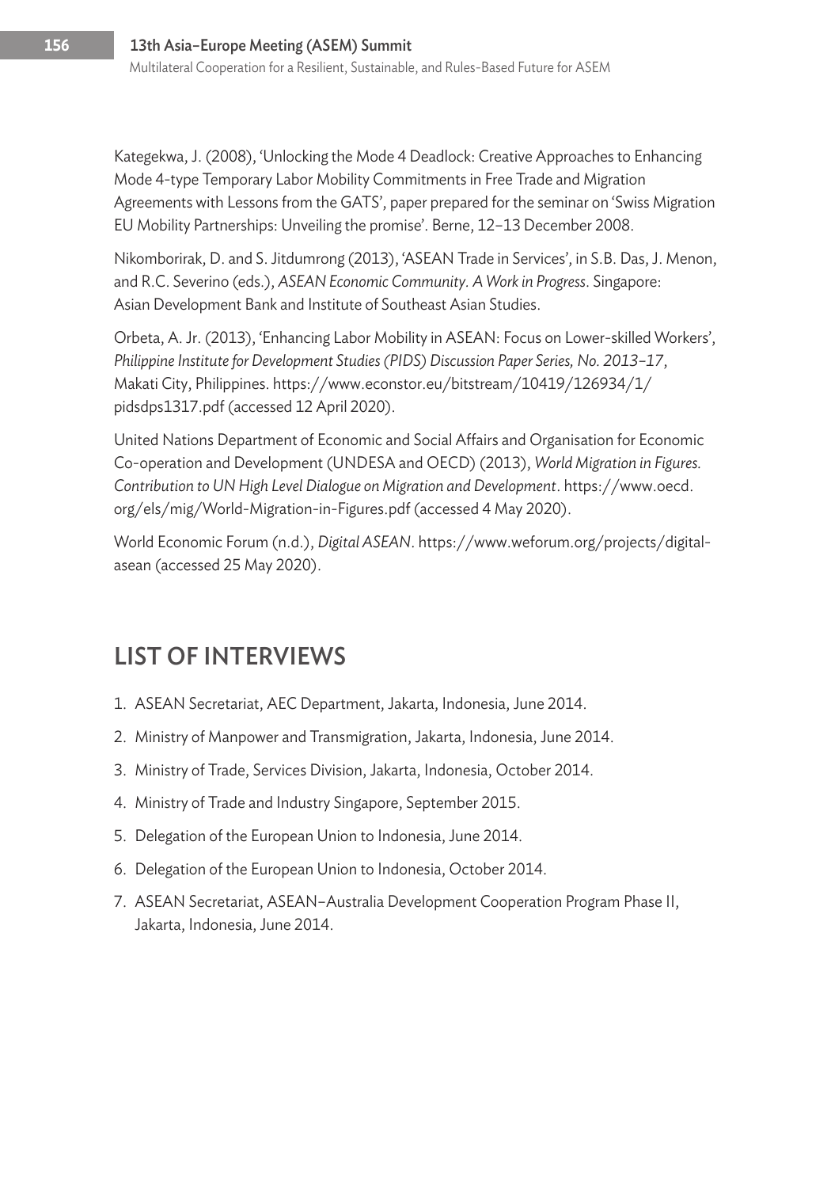Kategekwa, J. (2008), 'Unlocking the Mode 4 Deadlock: Creative Approaches to Enhancing Mode 4-type Temporary Labor Mobility Commitments in Free Trade and Migration Agreements with Lessons from the GATS', paper prepared for the seminar on 'Swiss Migration EU Mobility Partnerships: Unveiling the promise'. Berne, 12–13 December 2008.

Nikomborirak, D. and S. Jitdumrong (2013), 'ASEAN Trade in Services', in S.B. Das, J. Menon, and R.C. Severino (eds.), *ASEAN Economic Community. A Work in Progress*. Singapore: Asian Development Bank and Institute of Southeast Asian Studies.

Orbeta, A. Jr. (2013), 'Enhancing Labor Mobility in ASEAN: Focus on Lower-skilled Workers', *Philippine Institute for Development Studies (PIDS) Discussion Paper Series, No. 2013–17*, Makati City, Philippines. https://www.econstor.eu/bitstream/10419/126934/1/pidsdps1317.pdf (accessed 12 April 2020).

United Nations Department of Economic and Social Affairs and Organisation for Economic Co-operation and Development (UNDESA and OECD) (2013), *World Migration in Figures. Contribution to UN High Level Dialogue on Migration and Development*. https://www.oecd.org/els/mig/World-Migration-in-Figures.pdf (accessed 4 May 2020).

World Economic Forum (n.d.), *Digital ASEAN*. https://www.weforum.org/projects/digital-asean (accessed 25 May 2020).

## LIST OF INTERVIEWS

1. ASEAN Secretariat, AEC Department, Jakarta, Indonesia, June 2014.
2. Ministry of Manpower and Transmigration, Jakarta, Indonesia, June 2014.
3. Ministry of Trade, Services Division, Jakarta, Indonesia, October 2014.
4. Ministry of Trade and Industry Singapore, September 2015.
5. Delegation of the European Union to Indonesia, June 2014.
6. Delegation of the European Union to Indonesia, October 2014.
7. ASEAN Secretariat, ASEAN–Australia Development Cooperation Program Phase II, Jakarta, Indonesia, June 2014.